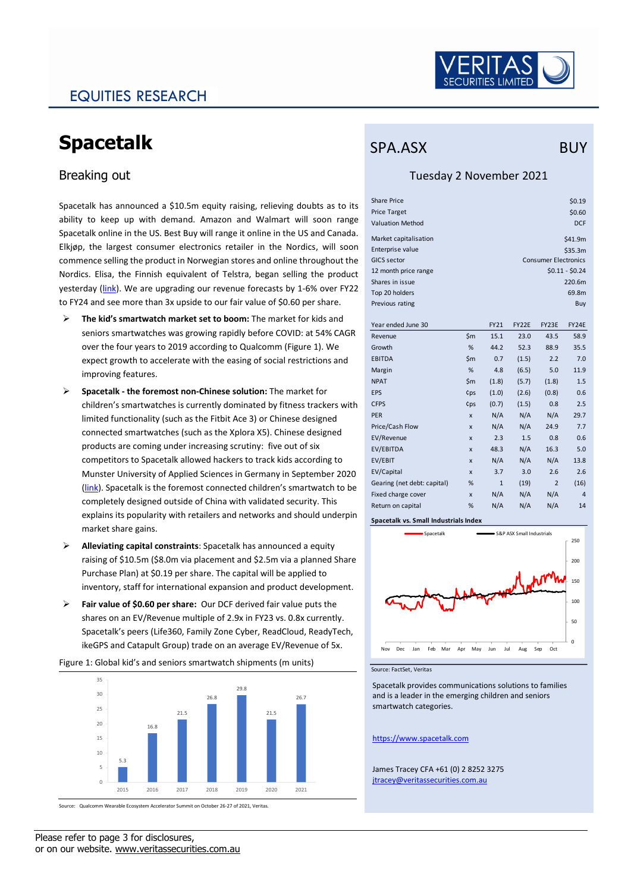EQUITIES RESEARCH

# Spacetalk

## Breaking out

Spacetalk has announced a $10.5m equity raising, relieving doubts as to its ability to keep up with demand. Amazon and Walmart will soon range Spacetalk online in the US. Best Buy will range it online in the US and Canada. Elkjøp, the largest consumer electronics retailer in the Nordics, will soon commence selling the product in Norwegian stores and online throughout the Nordics. Elisa, the Finnish equivalent of Telstra, began selling the product yesterday (link). We are upgrading our revenue forecasts by 1-6% over FY22 to FY24 and see more than 3x upside to our fair value of $0.60 per share.

- **The kid's smartwatch market set to boom:** The market for kids and seniors smartwatches was growing rapidly before COVID: at 54% CAGR over the four years to 2019 according to Qualcomm (Figure 1). We expect growth to accelerate with the easing of social restrictions and improving features.
- **Spacetalk - the foremost non-Chinese solution:** The market for children's smartwatches is currently dominated by fitness trackers with limited functionality (such as the Fitbit Ace 3) or Chinese designed connected smartwatches (such as the Xplora X5). Chinese designed products are coming under increasing scrutiny: five out of six competitors to Spacetalk allowed hackers to track kids according to Munster University of Applied Sciences in Germany in September 2020 (link). Spacetalk is the foremost connected children's smartwatch to be completely designed outside of China with validated security. This explains its popularity with retailers and networks and should underpin market share gains.
- **Alleviating capital constraints**: Spacetalk has announced a equity raising of $10.5m ($8.0m via placement and $2.5m via a planned Share Purchase Plan) at $0.19 per share. The capital will be applied to inventory, staff for international expansion and product development.
- **Fair value of $0.60 per share:** Our DCF derived fair value puts the shares on an EV/Revenue multiple of 2.9x in FY23 vs. 0.8x currently. Spacetalk's peers (Life360, Family Zone Cyber, ReadCloud, ReadyTech, ikeGPS and Catapult Group) trade on an average EV/Revenue of 5x.

Figure 1: Global kid's and seniors smartwatch shipments (m units)

| Year | 2015 | 2016 | 2017 | 2018 | 2019 | 2020 | 2021 |
|---|---|---|---|---|---|---|---|
| Shipments (m units) | 5.3 | 16.8 | 21.5 | 26.8 | 29.8 | 21.5 | 26.7 |

Source: Qualcomm Wearable Ecosystem Accelerator Summit on October 26-27 of 2021, Veritas.

## SPA.ASX — BUY

Tuesday 2 November 2021

| | |
|---|---|
| Share Price | $0.19 |
| Price Target | $0.60 |
| Valuation Method | DCF |
| Market capitalisation | $41.9m |
| Enterprise value | $35.3m |
| GICS sector | Consumer Electronics |
| 12 month price range | $0.11 - $0.24 |
| Shares in issue | 220.6m |
| Top 20 holders | 69.8m |
| Previous rating | Buy |

| Year ended June 30 | | FY21 | FY22E | FY23E | FY24E |
|---|---|---|---|---|---|
| Revenue | $m | 15.1 | 23.0 | 43.5 | 58.9 |
| Growth | % | 44.2 | 52.3 | 88.9 | 35.5 |
| EBITDA | $m | 0.7 | (1.5) | 2.2 | 7.0 |
| Margin | % | 4.8 | (6.5) | 5.0 | 11.9 |
| NPAT | $m | (1.8) | (5.7) | (1.8) | 1.5 |
| EPS | ¢ps | (1.0) | (2.6) | (0.8) | 0.6 |
| CFPS | ¢ps | (0.7) | (1.5) | 0.8 | 2.5 |
| PER | x | N/A | N/A | N/A | 29.7 |
| Price/Cash Flow | x | N/A | N/A | 24.9 | 7.7 |
| EV/Revenue | x | 2.3 | 1.5 | 0.8 | 0.6 |
| EV/EBITDA | x | 48.3 | N/A | 16.3 | 5.0 |
| EV/EBIT | x | N/A | N/A | N/A | 13.8 |
| EV/Capital | x | 3.7 | 3.0 | 2.6 | 2.6 |
| Gearing (net debt: capital) | % | 1 | (19) | 2 | (16) |
| Fixed charge cover | x | N/A | N/A | N/A | 4 |
| Return on capital | % | N/A | N/A | N/A | 14 |

**Spacetalk vs. Small Industrials Index**

Source: FactSet, Veritas

Spacetalk provides communications solutions to families and is a leader in the emerging children and seniors smartwatch categories.

https://www.spacetalk.com

James Tracey CFA +61 (0) 2 8252 3275
jtracey@veritassecurities.com.au

Please refer to page 3 for disclosures,
or on our website. www.veritassecurities.com.au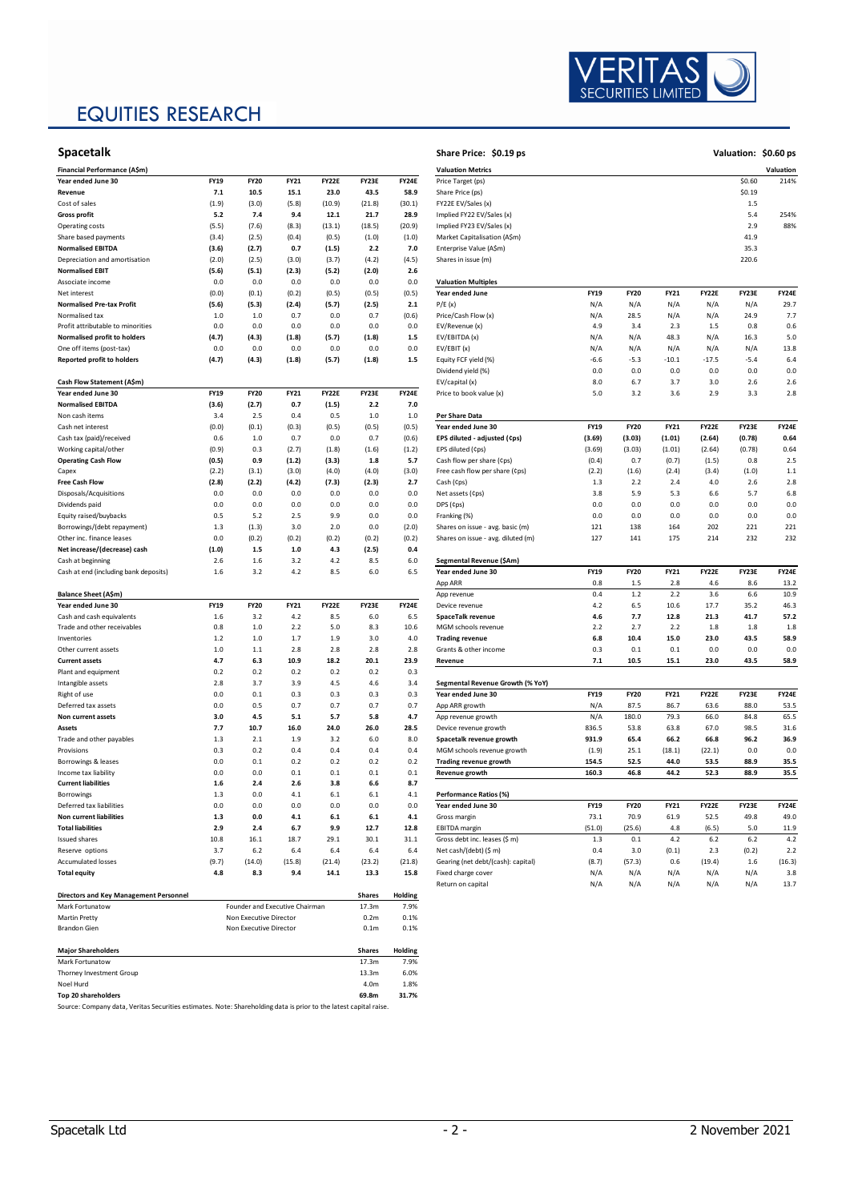# EQUITIES RESEARCH

## Spacetalk

**Share Price: $0.19 ps** **Valuation: $0.60 ps**

**Financial Performance (A$m)**

| Year ended June 30 | FY19 | FY20 | FY21 | FY22E | FY23E | FY24E |
|---|---|---|---|---|---|---|
| Revenue | 7.1 | 10.5 | 15.1 | 23.0 | 43.5 | 58.9 |
| Cost of sales | (1.9) | (3.0) | (5.8) | (10.9) | (21.8) | (30.1) |
| **Gross profit** | **5.2** | **7.4** | **9.4** | **12.1** | **21.7** | **28.9** |
| Operating costs | (5.5) | (7.6) | (8.3) | (13.1) | (18.5) | (20.9) |
| Share based payments | (3.4) | (2.5) | (0.4) | (0.5) | (1.0) | (1.0) |
| **Normalised EBITDA** | **(3.6)** | **(2.7)** | **0.7** | **(1.5)** | **2.2** | **7.0** |
| Depreciation and amortisation | (2.0) | (2.5) | (3.0) | (3.7) | (4.2) | (4.5) |
| **Normalised EBIT** | **(5.6)** | **(5.1)** | **(2.3)** | **(5.2)** | **(2.0)** | **2.6** |
| Associate income | 0.0 | 0.0 | 0.0 | 0.0 | 0.0 | 0.0 |
| Net interest | (0.0) | (0.1) | (0.2) | (0.5) | (0.5) | (0.5) |
| **Normalised Pre-tax Profit** | **(5.6)** | **(5.3)** | **(2.4)** | **(5.7)** | **(2.5)** | **2.1** |
| Normalised tax | 1.0 | 1.0 | 0.7 | 0.0 | 0.7 | (0.6) |
| Profit attributable to minorities | 0.0 | 0.0 | 0.0 | 0.0 | 0.0 | 0.0 |
| **Normalised profit to holders** | **(4.7)** | **(4.3)** | **(1.8)** | **(5.7)** | **(1.8)** | **1.5** |
| One off items (post-tax) | 0.0 | 0.0 | 0.0 | 0.0 | 0.0 | 0.0 |
| **Reported profit to holders** | **(4.7)** | **(4.3)** | **(1.8)** | **(5.7)** | **(1.8)** | **1.5** |

**Cash Flow Statement (A$m)**

| Year ended June 30 | FY19 | FY20 | FY21 | FY22E | FY23E | FY24E |
|---|---|---|---|---|---|---|
| **Normalised EBITDA** | **(3.6)** | **(2.7)** | **0.7** | **(1.5)** | **2.2** | **7.0** |
| Non cash items | 3.4 | 2.5 | 0.4 | 0.5 | 1.0 | 1.0 |
| Cash net interest | (0.0) | (0.1) | (0.3) | (0.5) | (0.5) | (0.5) |
| Cash tax (paid)/received | 0.6 | 1.0 | 0.7 | 0.0 | 0.7 | (0.6) |
| Working capital/other | (0.9) | 0.3 | (2.7) | (1.8) | (1.6) | (1.2) |
| **Operating Cash Flow** | **(0.5)** | **0.9** | **(1.2)** | **(3.3)** | **1.8** | **5.7** |
| Capex | (2.2) | (3.1) | (3.0) | (4.0) | (4.0) | (3.0) |
| **Free Cash Flow** | **(2.8)** | **(2.2)** | **(4.2)** | **(7.3)** | **(2.3)** | **2.7** |
| Disposals/Acquisitions | 0.0 | 0.0 | 0.0 | 0.0 | 0.0 | 0.0 |
| Dividends paid | 0.0 | 0.0 | 0.0 | 0.0 | 0.0 | 0.0 |
| Equity raised/buybacks | 0.5 | 5.2 | 2.5 | 9.9 | 0.0 | 0.0 |
| Borrowings/(debt repayment) | 1.3 | (1.3) | 3.0 | 2.0 | 0.0 | (2.0) |
| Other inc. finance leases | 0.0 | (0.2) | (0.2) | (0.2) | (0.2) | (0.2) |
| **Net increase/(decrease) cash** | **(1.0)** | **1.5** | **1.0** | **4.3** | **(2.5)** | **0.4** |
| Cash at beginning | 2.6 | 1.6 | 3.2 | 4.2 | 8.5 | 6.0 |
| Cash at end (including bank deposits) | 1.6 | 3.2 | 4.2 | 8.5 | 6.0 | 6.5 |

**Balance Sheet (A$m)**

| Year ended June 30 | FY19 | FY20 | FY21 | FY22E | FY23E | FY24E |
|---|---|---|---|---|---|---|
| Cash and cash equivalents | 1.6 | 3.2 | 4.2 | 8.5 | 6.0 | 6.5 |
| Trade and other receivables | 0.8 | 1.0 | 2.2 | 5.0 | 8.3 | 10.6 |
| Inventories | 1.2 | 1.0 | 1.7 | 1.9 | 3.0 | 4.0 |
| Other current assets | 1.0 | 1.1 | 2.8 | 2.8 | 2.8 | 2.8 |
| **Current assets** | **4.7** | **6.3** | **10.9** | **18.2** | **20.1** | **23.9** |
| Plant and equipment | 0.2 | 0.2 | 0.2 | 0.2 | 0.2 | 0.3 |
| Intangible assets | 2.8 | 3.7 | 3.9 | 4.5 | 4.6 | 3.4 |
| Right of use | 0.0 | 0.1 | 0.3 | 0.3 | 0.3 | 0.3 |
| Deferred tax assets | 0.0 | 0.5 | 0.7 | 0.7 | 0.7 | 0.7 |
| **Non current assets** | **3.0** | **4.5** | **5.1** | **5.7** | **5.8** | **4.7** |
| **Assets** | **7.7** | **10.7** | **16.0** | **24.0** | **26.0** | **28.5** |
| Trade and other payables | 1.3 | 2.1 | 1.9 | 3.2 | 6.0 | 8.0 |
| Provisions | 0.3 | 0.2 | 0.4 | 0.4 | 0.4 | 0.4 |
| Borrowings & leases | 0.0 | 0.1 | 0.2 | 0.2 | 0.2 | 0.2 |
| Income tax liability | 0.0 | 0.0 | 0.1 | 0.1 | 0.1 | 0.1 |
| **Current liabilities** | **1.6** | **2.4** | **2.6** | **3.8** | **6.6** | **8.7** |
| Borrowings | 1.3 | 0.0 | 4.1 | 6.1 | 6.1 | 4.1 |
| Deferred tax liabilities | 0.0 | 0.0 | 0.0 | 0.0 | 0.0 | 0.0 |
| **Non current liabilities** | **1.3** | **0.0** | **4.1** | **6.1** | **6.1** | **4.1** |
| **Total liabilities** | **2.9** | **2.4** | **6.7** | **9.9** | **12.7** | **12.8** |
| Issued shares | 10.8 | 16.1 | 18.7 | 29.1 | 30.1 | 31.1 |
| Reserve options | 3.7 | 6.2 | 6.4 | 6.4 | 6.4 | 6.4 |
| Accumulated losses | (9.7) | (14.0) | (15.8) | (21.4) | (23.2) | (21.8) |
| **Total equity** | **4.8** | **8.3** | **9.4** | **14.1** | **13.3** | **15.8** |

**Directors and Key Management Personnel**

| Name | Position | Shares | Holding |
|---|---|---|---|
| Mark Fortunatow | Founder and Executive Chairman | 17.3m | 7.9% |
| Martin Pretty | Non Executive Director | 0.2m | 0.1% |
| Brandon Gien | Non Executive Director | 0.1m | 0.1% |

| **Major Shareholders** | **Shares** | **Holding** |
|---|---|---|
| Mark Fortunatow | 17.3m | 7.9% |
| Thorney Investment Group | 13.3m | 6.0% |
| Noel Hurd | 4.0m | 1.8% |
| **Top 20 shareholders** | **69.8m** | **31.7%** |

**Valuation Metrics**

| | | Valuation |
|---|---|---|
| Price Target (ps) | $0.60 | 214% |
| Share Price (ps) | $0.19 | |
| FY22E EV/Sales (x) | 1.5 | |
| Implied FY22 EV/Sales (x) | 5.4 | 254% |
| Implied FY23 EV/Sales (x) | 2.9 | 88% |
| Market Capitalisation (A$m) | 41.9 | |
| Enterprise Value (A$m) | 35.3 | |
| Shares in issue (m) | 220.6 | |

**Valuation Multiples**

| Year ended June | FY19 | FY20 | FY21 | FY22E | FY23E | FY24E |
|---|---|---|---|---|---|---|
| P/E (x) | N/A | N/A | N/A | N/A | N/A | 29.7 |
| Price/Cash Flow (x) | N/A | 28.5 | N/A | N/A | 24.9 | 7.7 |
| EV/Revenue (x) | 4.9 | 3.4 | 2.3 | 1.5 | 0.8 | 0.6 |
| EV/EBITDA (x) | N/A | N/A | 48.3 | N/A | 16.3 | 5.0 |
| EV/EBIT (x) | N/A | N/A | N/A | N/A | N/A | 13.8 |
| Equity FCF yield (%) | -6.6 | -5.3 | -10.1 | -17.5 | -5.4 | 6.4 |
| Dividend yield (%) | 0.0 | 0.0 | 0.0 | 0.0 | 0.0 | 0.0 |
| EV/capital (x) | 8.0 | 6.7 | 3.7 | 3.0 | 2.6 | 2.6 |
| Price to book value (x) | 5.0 | 3.2 | 3.6 | 2.9 | 3.3 | 2.8 |

**Per Share Data**

| Year ended June 30 | FY19 | FY20 | FY21 | FY22E | FY23E | FY24E |
|---|---|---|---|---|---|---|
| **EPS diluted - adjusted (¢ps)** | **(3.69)** | **(3.03)** | **(1.01)** | **(2.64)** | **(0.78)** | **0.64** |
| EPS diluted (¢ps) | (3.69) | (3.03) | (1.01) | (2.64) | (0.78) | 0.64 |
| Cash flow per share (¢ps) | (0.4) | 0.7 | (0.7) | (1.5) | 0.8 | 2.5 |
| Free cash flow per share (¢ps) | (2.2) | (1.6) | (2.4) | (3.4) | (1.0) | 1.1 |
| Cash (¢ps) | 1.3 | 2.2 | 2.4 | 4.0 | 2.6 | 2.8 |
| Net assets (¢ps) | 3.8 | 5.9 | 5.3 | 6.6 | 5.7 | 6.8 |
| DPS (¢ps) | 0.0 | 0.0 | 0.0 | 0.0 | 0.0 | 0.0 |
| Franking (%) | 0.0 | 0.0 | 0.0 | 0.0 | 0.0 | 0.0 |
| Shares on issue - avg. basic (m) | 121 | 138 | 164 | 202 | 221 | 221 |
| Shares on issue - avg. diluted (m) | 127 | 141 | 175 | 214 | 232 | 232 |

**Segmental Revenue ($Am)**

| Year ended June 30 | FY19 | FY20 | FY21 | FY22E | FY23E | FY24E |
|---|---|---|---|---|---|---|
| App ARR | 0.8 | 1.5 | 2.8 | 4.6 | 8.6 | 13.2 |
| App revenue | 0.4 | 1.2 | 2.2 | 3.6 | 6.6 | 10.9 |
| Device revenue | 4.2 | 6.5 | 10.6 | 17.7 | 35.2 | 46.3 |
| **SpaceTalk revenue** | **4.6** | **7.7** | **12.8** | **21.3** | **41.7** | **57.2** |
| MGM schools revenue | 2.2 | 2.7 | 2.2 | 1.8 | 1.8 | 1.8 |
| **Trading revenue** | **6.8** | **10.4** | **15.0** | **23.0** | **43.5** | **58.9** |
| Grants & other income | 0.3 | 0.1 | 0.1 | 0.0 | 0.0 | 0.0 |
| **Revenue** | **7.1** | **10.5** | **15.1** | **23.0** | **43.5** | **58.9** |

**Segmental Revenue Growth (% YoY)**

| Year ended June 30 | FY19 | FY20 | FY21 | FY22E | FY23E | FY24E |
|---|---|---|---|---|---|---|
| App ARR growth | N/A | 87.5 | 86.7 | 63.6 | 88.0 | 53.5 |
| App revenue growth | N/A | 180.0 | 79.3 | 66.0 | 84.8 | 65.5 |
| Device revenue growth | 836.5 | 53.8 | 63.8 | 67.0 | 98.5 | 31.6 |
| **Spacetalk revenue growth** | **931.9** | **65.4** | **66.2** | **66.8** | **96.2** | **36.9** |
| MGM schools revenue growth | (1.9) | 25.1 | (18.1) | (22.1) | 0.0 | 0.0 |
| **Trading revenue growth** | **154.5** | **52.5** | **44.0** | **53.5** | **88.9** | **35.5** |
| **Revenue growth** | **160.3** | **46.8** | **44.2** | **52.3** | **88.9** | **35.5** |

**Performance Ratios (%)**

| Year ended June 30 | FY19 | FY20 | FY21 | FY22E | FY23E | FY24E |
|---|---|---|---|---|---|---|
| Gross margin | 73.1 | 70.9 | 61.9 | 52.5 | 49.8 | 49.0 |
| EBITDA margin | (51.0) | (25.6) | 4.8 | (6.5) | 5.0 | 11.9 |
| Gross debt inc. leases ($ m) | 1.3 | 0.1 | 4.2 | 6.2 | 6.2 | 4.2 |
| Net cash/(debt) ($ m) | 0.4 | 3.0 | (0.1) | 2.3 | (0.2) | 2.2 |
| Gearing (net debt/(cash): capital) | (8.7) | (57.3) | 0.6 | (19.4) | 1.6 | (16.3) |
| Fixed charge cover | N/A | N/A | N/A | N/A | N/A | 3.8 |
| Return on capital | N/A | N/A | N/A | N/A | N/A | 13.7 |

Source: Company data, Veritas Securities estimates. Note: Shareholding data is prior to the latest capital raise.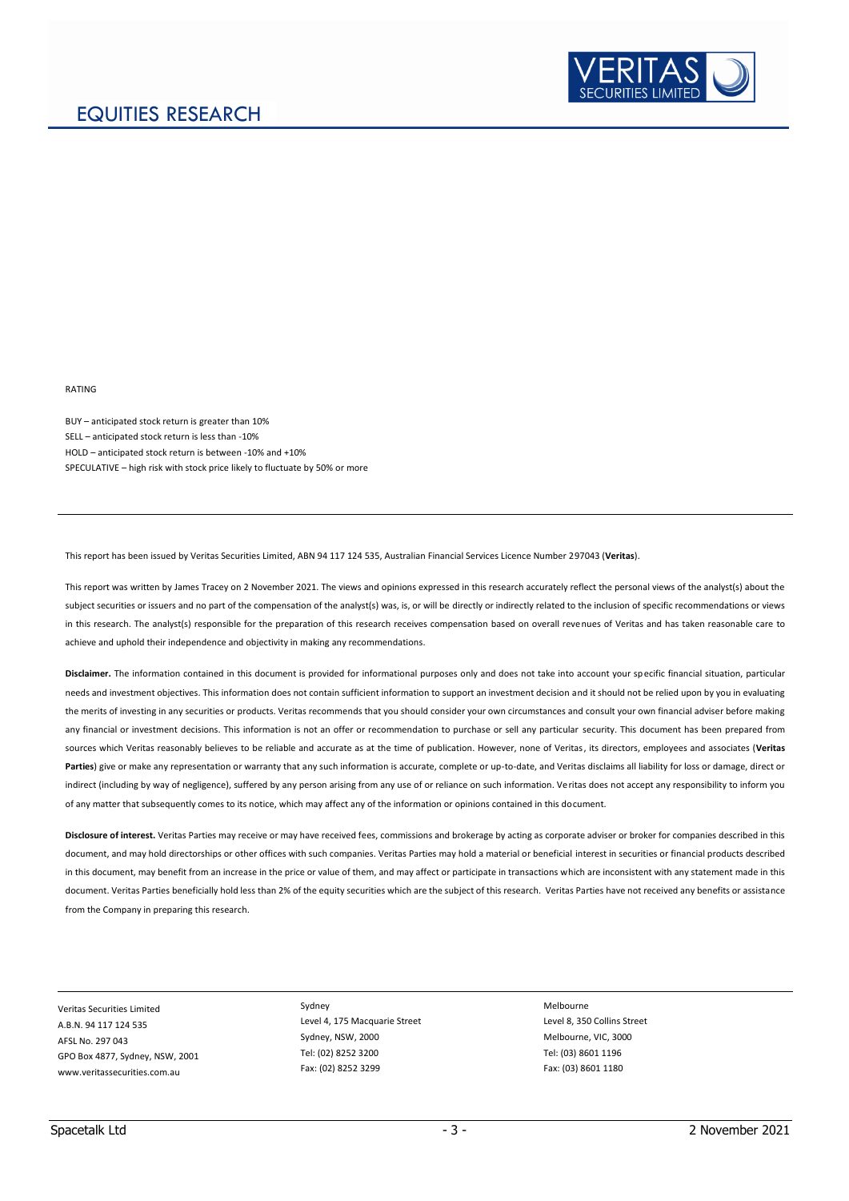# EQUITIES RESEARCH

RATING

BUY – anticipated stock return is greater than 10%
SELL – anticipated stock return is less than -10%
HOLD – anticipated stock return is between -10% and +10%
SPECULATIVE – high risk with stock price likely to fluctuate by 50% or more

---

This report has been issued by Veritas Securities Limited, ABN 94 117 124 535, Australian Financial Services Licence Number 297043 (**Veritas**).

This report was written by James Tracey on 2 November 2021. The views and opinions expressed in this research accurately reflect the personal views of the analyst(s) about the subject securities or issuers and no part of the compensation of the analyst(s) was, is, or will be directly or indirectly related to the inclusion of specific recommendations or views in this research. The analyst(s) responsible for the preparation of this research receives compensation based on overall revenues of Veritas and has taken reasonable care to achieve and uphold their independence and objectivity in making any recommendations.

**Disclaimer.** The information contained in this document is provided for informational purposes only and does not take into account your specific financial situation, particular needs and investment objectives. This information does not contain sufficient information to support an investment decision and it should not be relied upon by you in evaluating the merits of investing in any securities or products. Veritas recommends that you should consider your own circumstances and consult your own financial adviser before making any financial or investment decisions. This information is not an offer or recommendation to purchase or sell any particular security. This document has been prepared from sources which Veritas reasonably believes to be reliable and accurate as at the time of publication. However, none of Veritas, its directors, employees and associates (**Veritas Parties**) give or make any representation or warranty that any such information is accurate, complete or up-to-date, and Veritas disclaims all liability for loss or damage, direct or indirect (including by way of negligence), suffered by any person arising from any use of or reliance on such information. Veritas does not accept any responsibility to inform you of any matter that subsequently comes to its notice, which may affect any of the information or opinions contained in this document.

**Disclosure of interest.** Veritas Parties may receive or may have received fees, commissions and brokerage by acting as corporate adviser or broker for companies described in this document, and may hold directorships or other offices with such companies. Veritas Parties may hold a material or beneficial interest in securities or financial products described in this document, may benefit from an increase in the price or value of them, and may affect or participate in transactions which are inconsistent with any statement made in this document. Veritas Parties beneficially hold less than 2% of the equity securities which are the subject of this research. Veritas Parties have not received any benefits or assistance from the Company in preparing this research.

---

Veritas Securities Limited
A.B.N. 94 117 124 535
AFSL No. 297 043
GPO Box 4877, Sydney, NSW, 2001
www.veritassecurities.com.au

Sydney
Level 4, 175 Macquarie Street
Sydney, NSW, 2000
Tel: (02) 8252 3200
Fax: (02) 8252 3299

Melbourne
Level 8, 350 Collins Street
Melbourne, VIC, 3000
Tel: (03) 8601 1196
Fax: (03) 8601 1180